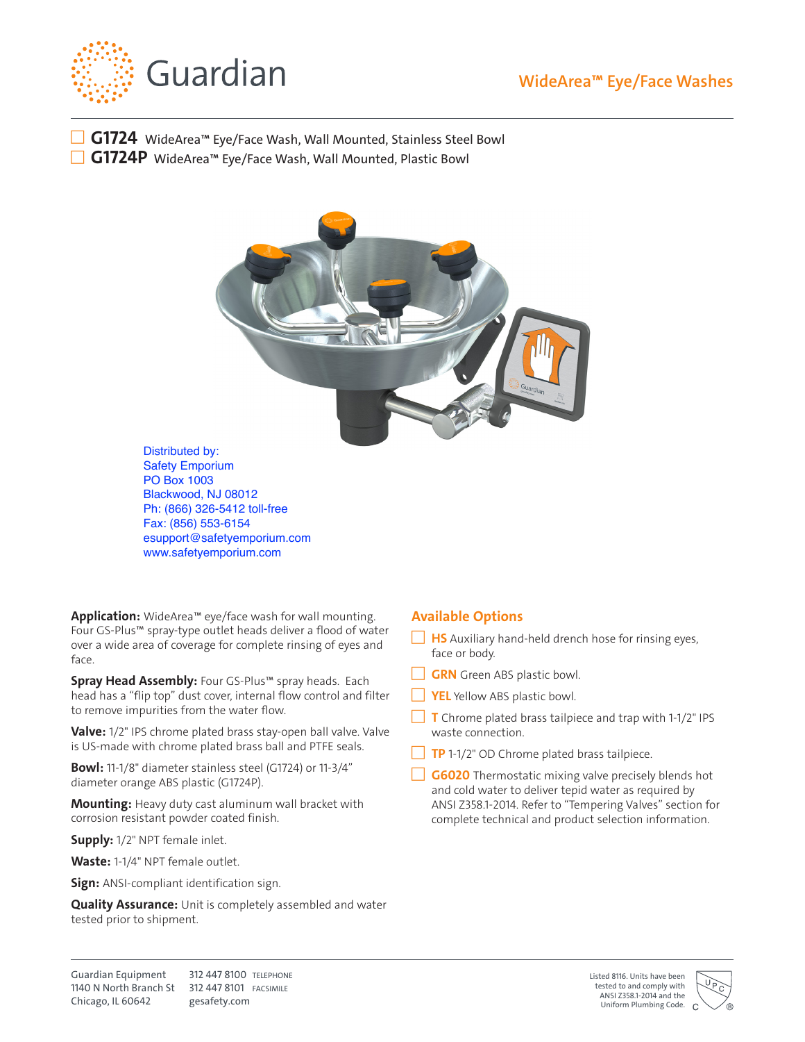# Guardian

## WideArea™ Eye/Face Washes

- ☐ **G1724** WideArea™ Eye/Face Wash, Wall Mounted, Stainless Steel Bowl
- ☐ **G1724P** WideArea™ Eye/Face Wash, Wall Mounted, Plastic Bowl

Distributed by:
Safety Emporium
PO Box 1003
Blackwood, NJ 08012
Ph: (866) 326-5412 toll-free
Fax: (856) 553-6154
esupport@safetyemporium.com
www.safetyemporium.com

**Application:** WideArea™ eye/face wash for wall mounting. Four GS-Plus™ spray-type outlet heads deliver a flood of water over a wide area of coverage for complete rinsing of eyes and face.

**Spray Head Assembly:** Four GS-Plus™ spray heads. Each head has a "flip top" dust cover, internal flow control and filter to remove impurities from the water flow.

**Valve:** 1/2" IPS chrome plated brass stay-open ball valve. Valve is US-made with chrome plated brass ball and PTFE seals.

**Bowl:** 11-1/8" diameter stainless steel (G1724) or 11-3/4" diameter orange ABS plastic (G1724P).

**Mounting:** Heavy duty cast aluminum wall bracket with corrosion resistant powder coated finish.

**Supply:** 1/2" NPT female inlet.

**Waste:** 1-1/4" NPT female outlet.

**Sign:** ANSI-compliant identification sign.

**Quality Assurance:** Unit is completely assembled and water tested prior to shipment.

## Available Options

- ☐ **HS** Auxiliary hand-held drench hose for rinsing eyes, face or body.
- ☐ **GRN** Green ABS plastic bowl.
- ☐ **YEL** Yellow ABS plastic bowl.
- ☐ **T** Chrome plated brass tailpiece and trap with 1-1/2" IPS waste connection.
- ☐ **TP** 1-1/2" OD Chrome plated brass tailpiece.
- ☐ **G6020** Thermostatic mixing valve precisely blends hot and cold water to deliver tepid water as required by ANSI Z358.1-2014. Refer to "Tempering Valves" section for complete technical and product selection information.

Guardian Equipment
1140 N North Branch St
Chicago, IL 60642

312 447 8100 TELEPHONE
312 447 8101 FACSIMILE
gesafety.com

Listed 8116. Units have been tested to and comply with ANSI Z358.1-2014 and the Uniform Plumbing Code.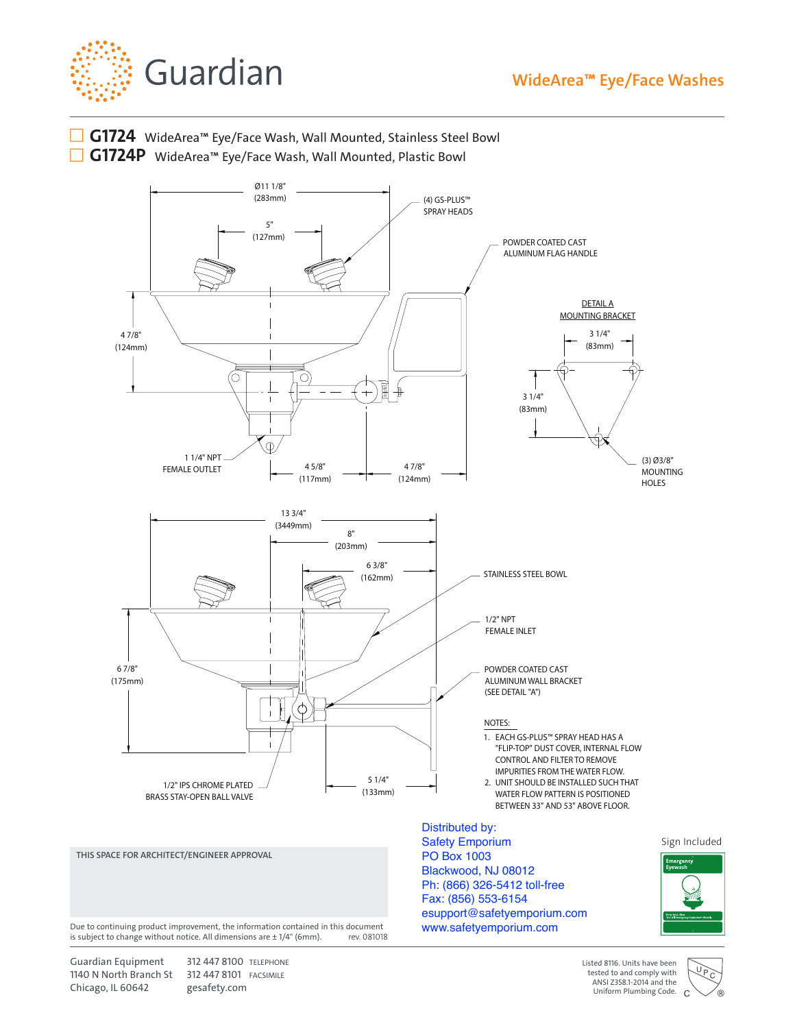# Guardian

## WideArea™ Eye/Face Washes

☐ **G1724** WideArea™ Eye/Face Wash, Wall Mounted, Stainless Steel Bowl

☐ **G1724P** WideArea™ Eye/Face Wash, Wall Mounted, Plastic Bowl

Ø11 1/8"
(283mm)

5"
(127mm)

(4) GS-PLUS™
SPRAY HEADS

POWDER COATED CAST
ALUMINUM FLAG HANDLE

4 7/8"
(124mm)

1 1/4" NPT
FEMALE OUTLET

4 5/8"
(117mm)

4 7/8"
(124mm)

DETAIL A
MOUNTING BRACKET

3 1/4"
(83mm)

3 1/4"
(83mm)

(3) Ø3/8"
MOUNTING
HOLES

13 3/4"
(3449mm)

8"
(203mm)

6 3/8"
(162mm)

STAINLESS STEEL BOWL

1/2" NPT
FEMALE INLET

POWDER COATED CAST
ALUMINUM WALL BRACKET
(SEE DETAIL "A")

6 7/8"
(175mm)

1/2" IPS CHROME PLATED
BRASS STAY-OPEN BALL VALVE

5 1/4"
(133mm)

NOTES:

1. EACH GS-PLUS™ SPRAY HEAD HAS A "FLIP-TOP" DUST COVER, INTERNAL FLOW CONTROL AND FILTER TO REMOVE IMPURITIES FROM THE WATER FLOW.
2. UNIT SHOULD BE INSTALLED SUCH THAT WATER FLOW PATTERN IS POSITIONED BETWEEN 33" AND 53" ABOVE FLOOR.

THIS SPACE FOR ARCHITECT/ENGINEER APPROVAL

Due to continuing product improvement, the information contained in this document is subject to change without notice. All dimensions are ± 1/4" (6mm). rev. 081018

Distributed by:
Safety Emporium
PO Box 1003
Blackwood, NJ 08012
Ph: (866) 326-5412 toll-free
Fax: (856) 553-6154
esupport@safetyemporium.com
www.safetyemporium.com

Sign Included

Guardian Equipment
1140 N North Branch St
Chicago, IL 60642

312 447 8100 TELEPHONE
312 447 8101 FACSIMILE
gesafety.com

Listed 8116. Units have been tested to and comply with ANSI Z358.1-2014 and the Uniform Plumbing Code.